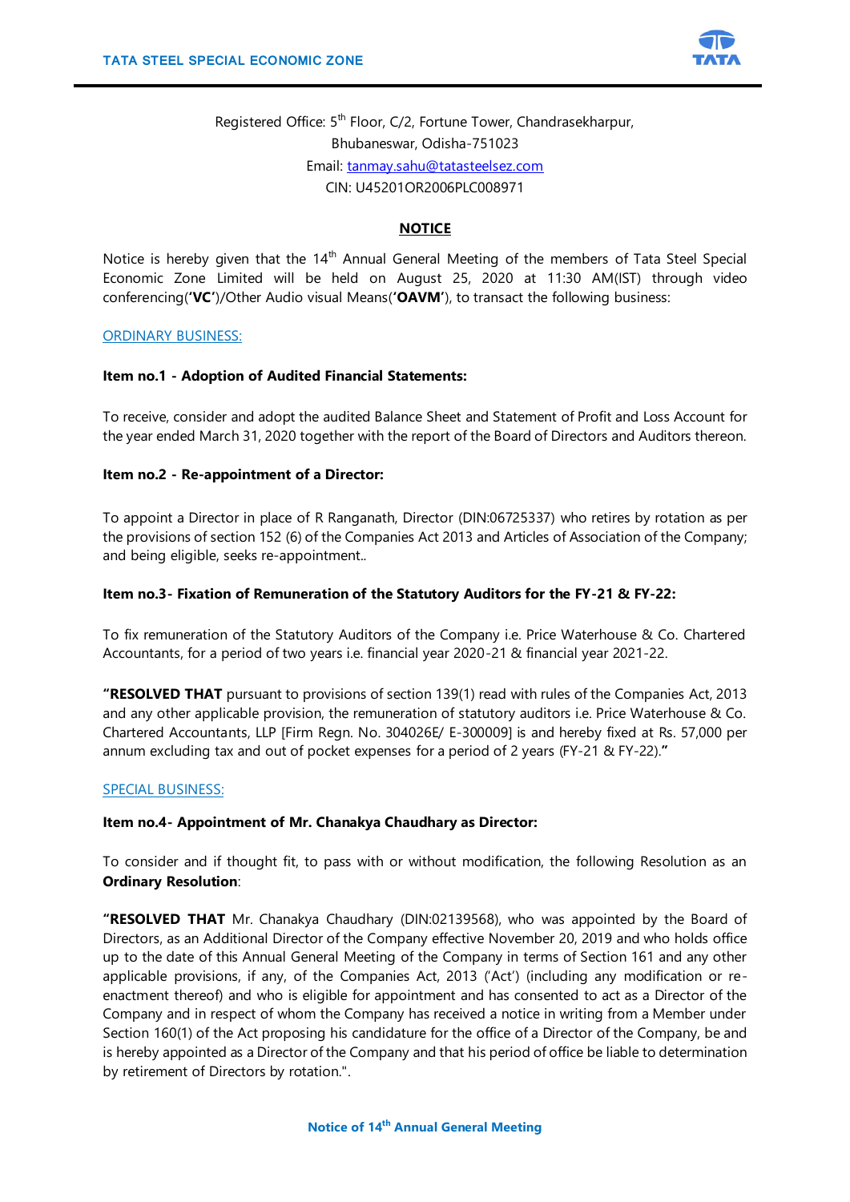Registered Office: 5th Floor, C/2, Fortune Tower, Chandrasekharpur,
Bhubaneswar, Odisha-751023
Email: tanmay.sahu@tatasteelsez.com
CIN: U45201OR2006PLC008971

## NOTICE

Notice is hereby given that the 14th Annual General Meeting of the members of Tata Steel Special Economic Zone Limited will be held on August 25, 2020 at 11:30 AM(IST) through video conferencing(**'VC'**)/Other Audio visual Means(**'OAVM'**), to transact the following business:

### ORDINARY BUSINESS:

**Item no.1 - Adoption of Audited Financial Statements:**

To receive, consider and adopt the audited Balance Sheet and Statement of Profit and Loss Account for the year ended March 31, 2020 together with the report of the Board of Directors and Auditors thereon.

**Item no.2 - Re-appointment of a Director:**

To appoint a Director in place of R Ranganath, Director (DIN:06725337) who retires by rotation as per the provisions of section 152 (6) of the Companies Act 2013 and Articles of Association of the Company; and being eligible, seeks re-appointment..

**Item no.3- Fixation of Remuneration of the Statutory Auditors for the FY-21 & FY-22:**

To fix remuneration of the Statutory Auditors of the Company i.e. Price Waterhouse & Co. Chartered Accountants, for a period of two years i.e. financial year 2020-21 & financial year 2021-22.

**"RESOLVED THAT** pursuant to provisions of section 139(1) read with rules of the Companies Act, 2013 and any other applicable provision, the remuneration of statutory auditors i.e. Price Waterhouse & Co. Chartered Accountants, LLP [Firm Regn. No. 304026E/ E-300009] is and hereby fixed at Rs. 57,000 per annum excluding tax and out of pocket expenses for a period of 2 years (FY-21 & FY-22).**"**

### SPECIAL BUSINESS:

**Item no.4- Appointment of Mr. Chanakya Chaudhary as Director:**

To consider and if thought fit, to pass with or without modification, the following Resolution as an **Ordinary Resolution**:

**"RESOLVED THAT** Mr. Chanakya Chaudhary (DIN:02139568), who was appointed by the Board of Directors, as an Additional Director of the Company effective November 20, 2019 and who holds office up to the date of this Annual General Meeting of the Company in terms of Section 161 and any other applicable provisions, if any, of the Companies Act, 2013 ('Act') (including any modification or re-enactment thereof) and who is eligible for appointment and has consented to act as a Director of the Company and in respect of whom the Company has received a notice in writing from a Member under Section 160(1) of the Act proposing his candidature for the office of a Director of the Company, be and is hereby appointed as a Director of the Company and that his period of office be liable to determination by retirement of Directors by rotation.".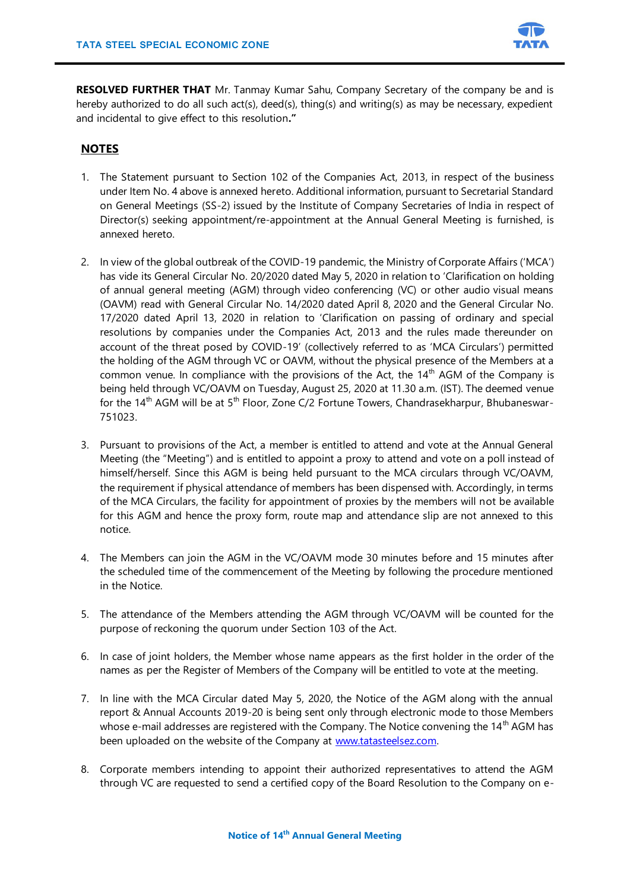**RESOLVED FURTHER THAT** Mr. Tanmay Kumar Sahu, Company Secretary of the company be and is hereby authorized to do all such act(s), deed(s), thing(s) and writing(s) as may be necessary, expedient and incidental to give effect to this resolution**."**

## NOTES

1. The Statement pursuant to Section 102 of the Companies Act, 2013, in respect of the business under Item No. 4 above is annexed hereto. Additional information, pursuant to Secretarial Standard on General Meetings (SS-2) issued by the Institute of Company Secretaries of India in respect of Director(s) seeking appointment/re-appointment at the Annual General Meeting is furnished, is annexed hereto.

2. In view of the global outbreak of the COVID-19 pandemic, the Ministry of Corporate Affairs ('MCA') has vide its General Circular No. 20/2020 dated May 5, 2020 in relation to 'Clarification on holding of annual general meeting (AGM) through video conferencing (VC) or other audio visual means (OAVM) read with General Circular No. 14/2020 dated April 8, 2020 and the General Circular No. 17/2020 dated April 13, 2020 in relation to 'Clarification on passing of ordinary and special resolutions by companies under the Companies Act, 2013 and the rules made thereunder on account of the threat posed by COVID-19' (collectively referred to as 'MCA Circulars') permitted the holding of the AGM through VC or OAVM, without the physical presence of the Members at a common venue. In compliance with the provisions of the Act, the 14th AGM of the Company is being held through VC/OAVM on Tuesday, August 25, 2020 at 11.30 a.m. (IST). The deemed venue for the 14th AGM will be at 5th Floor, Zone C/2 Fortune Towers, Chandrasekharpur, Bhubaneswar-751023.

3. Pursuant to provisions of the Act, a member is entitled to attend and vote at the Annual General Meeting (the "Meeting") and is entitled to appoint a proxy to attend and vote on a poll instead of himself/herself. Since this AGM is being held pursuant to the MCA circulars through VC/OAVM, the requirement if physical attendance of members has been dispensed with. Accordingly, in terms of the MCA Circulars, the facility for appointment of proxies by the members will not be available for this AGM and hence the proxy form, route map and attendance slip are not annexed to this notice.

4. The Members can join the AGM in the VC/OAVM mode 30 minutes before and 15 minutes after the scheduled time of the commencement of the Meeting by following the procedure mentioned in the Notice.

5. The attendance of the Members attending the AGM through VC/OAVM will be counted for the purpose of reckoning the quorum under Section 103 of the Act.

6. In case of joint holders, the Member whose name appears as the first holder in the order of the names as per the Register of Members of the Company will be entitled to vote at the meeting.

7. In line with the MCA Circular dated May 5, 2020, the Notice of the AGM along with the annual report & Annual Accounts 2019-20 is being sent only through electronic mode to those Members whose e-mail addresses are registered with the Company. The Notice convening the 14th AGM has been uploaded on the website of the Company at www.tatasteelsez.com.

8. Corporate members intending to appoint their authorized representatives to attend the AGM through VC are requested to send a certified copy of the Board Resolution to the Company on e-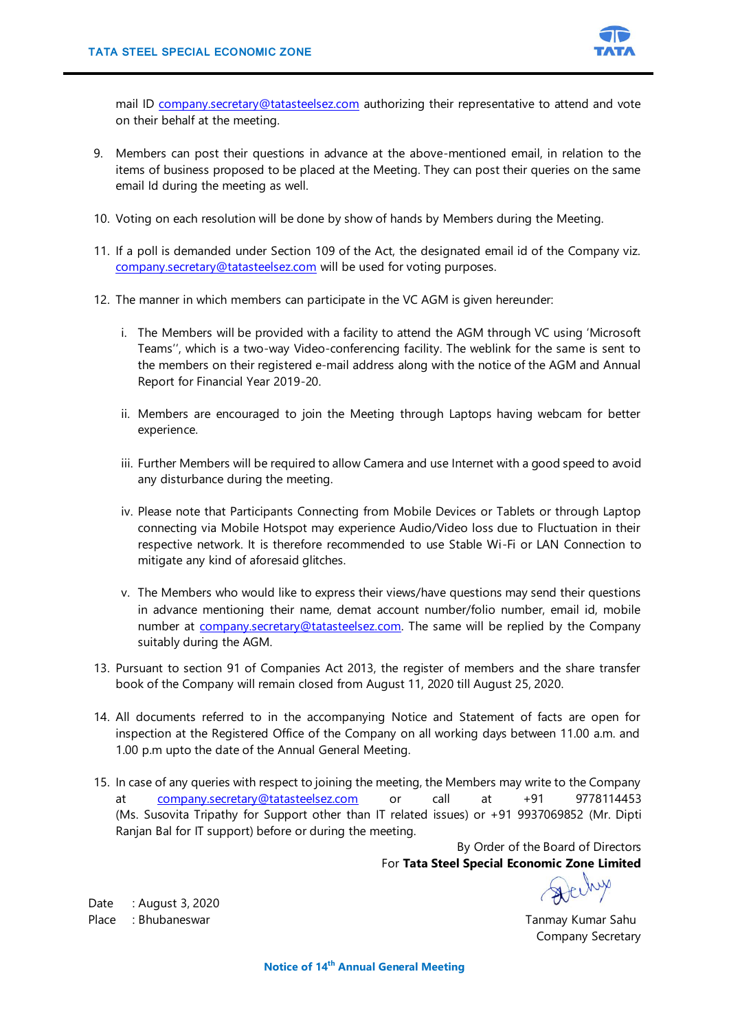mail ID company.secretary@tatasteelsez.com authorizing their representative to attend and vote on their behalf at the meeting.

9. Members can post their questions in advance at the above-mentioned email, in relation to the items of business proposed to be placed at the Meeting. They can post their queries on the same email Id during the meeting as well.

10. Voting on each resolution will be done by show of hands by Members during the Meeting.

11. If a poll is demanded under Section 109 of the Act, the designated email id of the Company viz. company.secretary@tatasteelsez.com will be used for voting purposes.

12. The manner in which members can participate in the VC AGM is given hereunder:

    i. The Members will be provided with a facility to attend the AGM through VC using 'Microsoft Teams'', which is a two-way Video-conferencing facility. The weblink for the same is sent to the members on their registered e-mail address along with the notice of the AGM and Annual Report for Financial Year 2019-20.

    ii. Members are encouraged to join the Meeting through Laptops having webcam for better experience.

    iii. Further Members will be required to allow Camera and use Internet with a good speed to avoid any disturbance during the meeting.

    iv. Please note that Participants Connecting from Mobile Devices or Tablets or through Laptop connecting via Mobile Hotspot may experience Audio/Video loss due to Fluctuation in their respective network. It is therefore recommended to use Stable Wi-Fi or LAN Connection to mitigate any kind of aforesaid glitches.

    v. The Members who would like to express their views/have questions may send their questions in advance mentioning their name, demat account number/folio number, email id, mobile number at company.secretary@tatasteelsez.com. The same will be replied by the Company suitably during the AGM.

13. Pursuant to section 91 of Companies Act 2013, the register of members and the share transfer book of the Company will remain closed from August 11, 2020 till August 25, 2020.

14. All documents referred to in the accompanying Notice and Statement of facts are open for inspection at the Registered Office of the Company on all working days between 11.00 a.m. and 1.00 p.m upto the date of the Annual General Meeting.

15. In case of any queries with respect to joining the meeting, the Members may write to the Company at company.secretary@tatasteelsez.com or call at +91 9778114453 (Ms. Susovita Tripathy for Support other than IT related issues) or +91 9937069852 (Mr. Dipti Ranjan Bal for IT support) before or during the meeting.

By Order of the Board of Directors
For **Tata Steel Special Economic Zone Limited**

Date : August 3, 2020
Place : Bhubaneswar

Tanmay Kumar Sahu
Company Secretary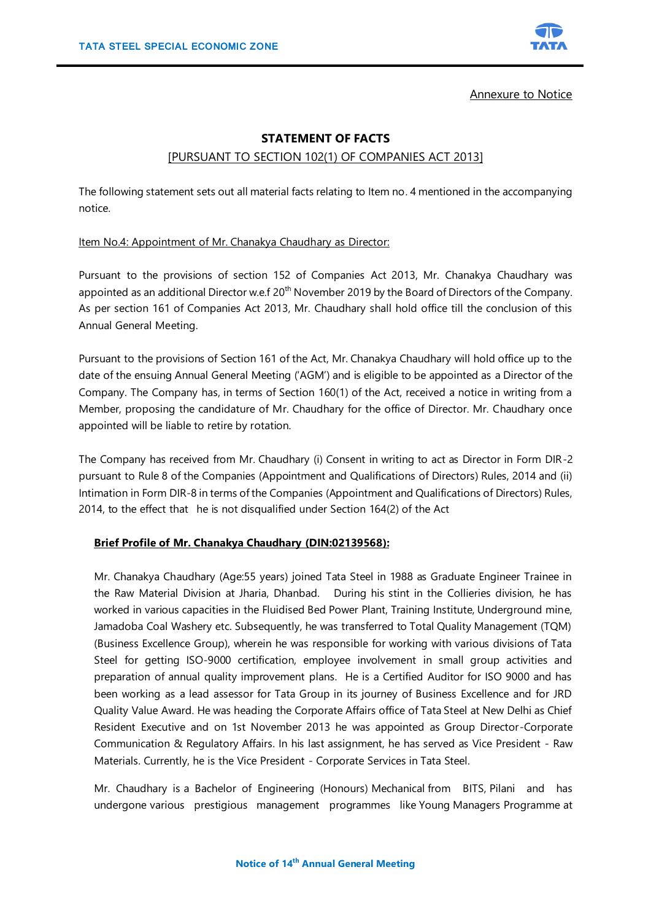Annexure to Notice

## STATEMENT OF FACTS

[PURSUANT TO SECTION 102(1) OF COMPANIES ACT 2013]

The following statement sets out all material facts relating to Item no. 4 mentioned in the accompanying notice.

Item No.4: Appointment of Mr. Chanakya Chaudhary as Director:

Pursuant to the provisions of section 152 of Companies Act 2013, Mr. Chanakya Chaudhary was appointed as an additional Director w.e.f 20th November 2019 by the Board of Directors of the Company. As per section 161 of Companies Act 2013, Mr. Chaudhary shall hold office till the conclusion of this Annual General Meeting.

Pursuant to the provisions of Section 161 of the Act, Mr. Chanakya Chaudhary will hold office up to the date of the ensuing Annual General Meeting ('AGM') and is eligible to be appointed as a Director of the Company. The Company has, in terms of Section 160(1) of the Act, received a notice in writing from a Member, proposing the candidature of Mr. Chaudhary for the office of Director. Mr. Chaudhary once appointed will be liable to retire by rotation.

The Company has received from Mr. Chaudhary (i) Consent in writing to act as Director in Form DIR-2 pursuant to Rule 8 of the Companies (Appointment and Qualifications of Directors) Rules, 2014 and (ii) Intimation in Form DIR-8 in terms of the Companies (Appointment and Qualifications of Directors) Rules, 2014, to the effect that he is not disqualified under Section 164(2) of the Act

**Brief Profile of Mr. Chanakya Chaudhary (DIN:02139568):**

Mr. Chanakya Chaudhary (Age:55 years) joined Tata Steel in 1988 as Graduate Engineer Trainee in the Raw Material Division at Jharia, Dhanbad. During his stint in the Collieries division, he has worked in various capacities in the Fluidised Bed Power Plant, Training Institute, Underground mine, Jamadoba Coal Washery etc. Subsequently, he was transferred to Total Quality Management (TQM) (Business Excellence Group), wherein he was responsible for working with various divisions of Tata Steel for getting ISO-9000 certification, employee involvement in small group activities and preparation of annual quality improvement plans. He is a Certified Auditor for ISO 9000 and has been working as a lead assessor for Tata Group in its journey of Business Excellence and for JRD Quality Value Award. He was heading the Corporate Affairs office of Tata Steel at New Delhi as Chief Resident Executive and on 1st November 2013 he was appointed as Group Director-Corporate Communication & Regulatory Affairs. In his last assignment, he has served as Vice President - Raw Materials. Currently, he is the Vice President - Corporate Services in Tata Steel.

Mr. Chaudhary is a Bachelor of Engineering (Honours) Mechanical from BITS, Pilani and has undergone various prestigious management programmes like Young Managers Programme at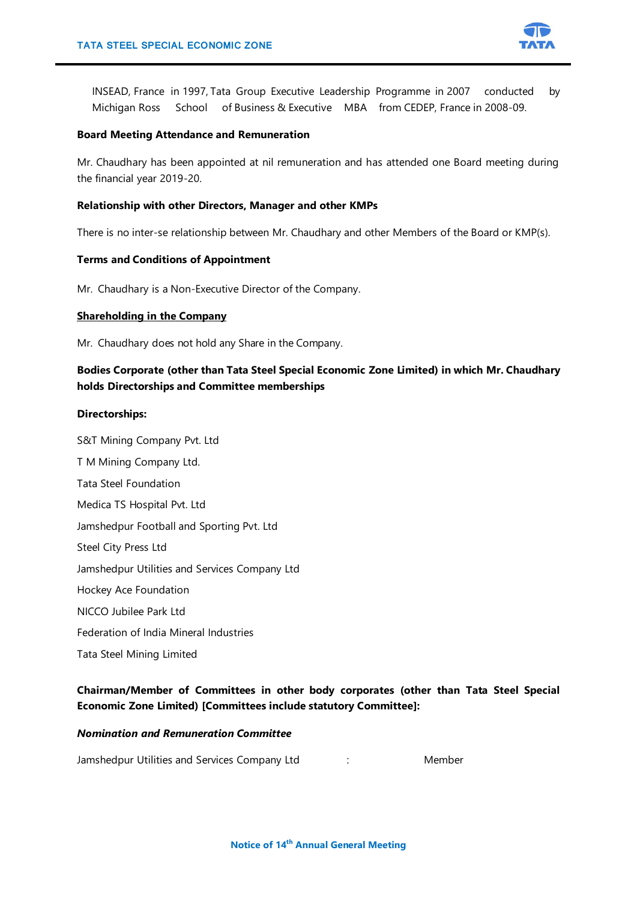INSEAD, France in 1997, Tata Group Executive Leadership Programme in 2007 conducted by Michigan Ross School of Business & Executive MBA from CEDEP, France in 2008-09.

**Board Meeting Attendance and Remuneration**

Mr. Chaudhary has been appointed at nil remuneration and has attended one Board meeting during the financial year 2019-20.

**Relationship with other Directors, Manager and other KMPs**

There is no inter-se relationship between Mr. Chaudhary and other Members of the Board or KMP(s).

**Terms and Conditions of Appointment**

Mr. Chaudhary is a Non-Executive Director of the Company.

**<u>Shareholding in the Company</u>**

Mr. Chaudhary does not hold any Share in the Company.

**Bodies Corporate (other than Tata Steel Special Economic Zone Limited) in which Mr. Chaudhary holds Directorships and Committee memberships**

**Directorships:**

S&T Mining Company Pvt. Ltd

T M Mining Company Ltd.

Tata Steel Foundation

Medica TS Hospital Pvt. Ltd

Jamshedpur Football and Sporting Pvt. Ltd

Steel City Press Ltd

Jamshedpur Utilities and Services Company Ltd

Hockey Ace Foundation

NICCO Jubilee Park Ltd

Federation of India Mineral Industries

Tata Steel Mining Limited

**Chairman/Member of Committees in other body corporates (other than Tata Steel Special Economic Zone Limited) [Committees include statutory Committee]:**

***Nomination and Remuneration Committee***

Jamshedpur Utilities and Services Company Ltd : Member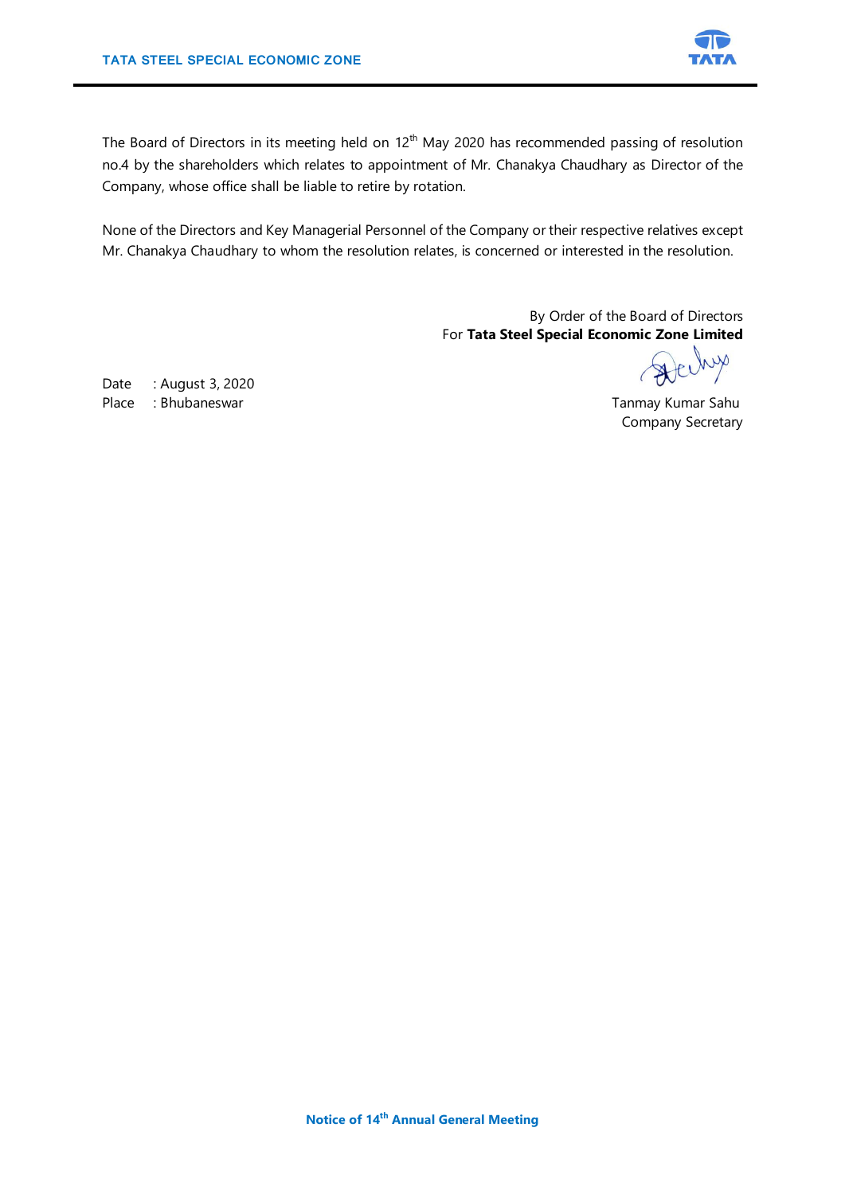The Board of Directors in its meeting held on 12th May 2020 has recommended passing of resolution no.4 by the shareholders which relates to appointment of Mr. Chanakya Chaudhary as Director of the Company, whose office shall be liable to retire by rotation.

None of the Directors and Key Managerial Personnel of the Company or their respective relatives except Mr. Chanakya Chaudhary to whom the resolution relates, is concerned or interested in the resolution.

By Order of the Board of Directors
For **Tata Steel Special Economic Zone Limited**

Date : August 3, 2020
Place : Bhubaneswar

Tanmay Kumar Sahu
Company Secretary